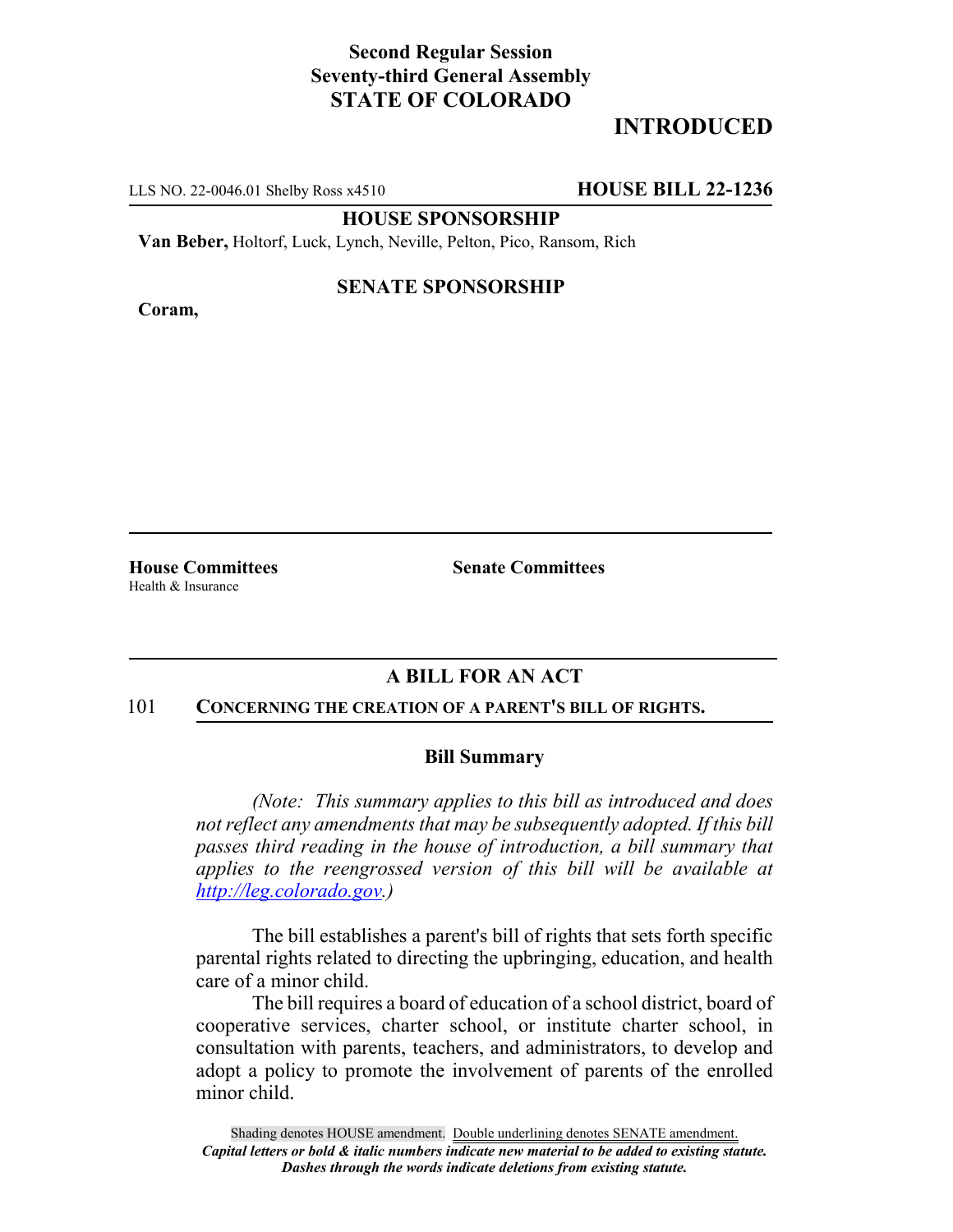**Second Regular Session**
**Seventy-third General Assembly**
**STATE OF COLORADO**

# INTRODUCED

LLS NO. 22-0046.01 Shelby Ross x4510 **HOUSE BILL 22-1236**

**HOUSE SPONSORSHIP**

**Van Beber,** Holtorf, Luck, Lynch, Neville, Pelton, Pico, Ransom, Rich

**SENATE SPONSORSHIP**

**Coram,**

**House Committees**
Health & Insurance

**Senate Committees**

## A BILL FOR AN ACT

101 **CONCERNING THE CREATION OF A PARENT'S BILL OF RIGHTS.**

### Bill Summary

*(Note: This summary applies to this bill as introduced and does not reflect any amendments that may be subsequently adopted. If this bill passes third reading in the house of introduction, a bill summary that applies to the reengrossed version of this bill will be available at http://leg.colorado.gov.)*

The bill establishes a parent's bill of rights that sets forth specific parental rights related to directing the upbringing, education, and health care of a minor child.

The bill requires a board of education of a school district, board of cooperative services, charter school, or institute charter school, in consultation with parents, teachers, and administrators, to develop and adopt a policy to promote the involvement of parents of the enrolled minor child.

Shading denotes HOUSE amendment. Double underlining denotes SENATE amendment.
*Capital letters or bold & italic numbers indicate new material to be added to existing statute.*
*Dashes through the words indicate deletions from existing statute.*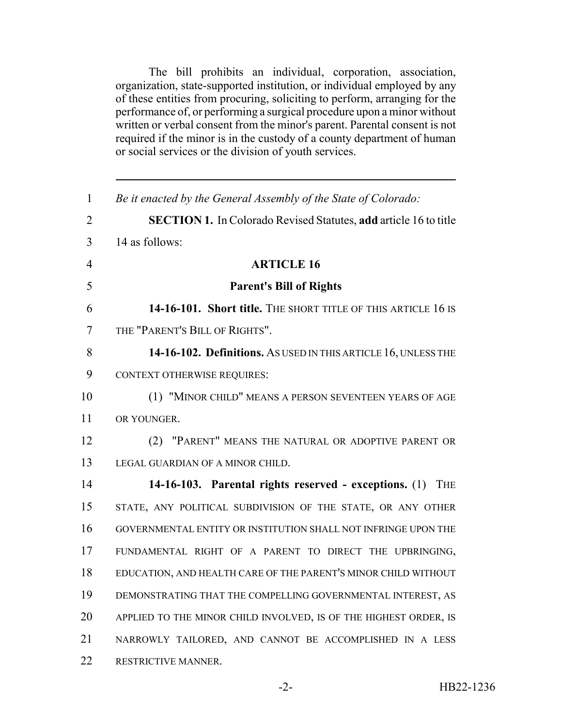The bill prohibits an individual, corporation, association, organization, state-supported institution, or individual employed by any of these entities from procuring, soliciting to perform, arranging for the performance of, or performing a surgical procedure upon a minor without written or verbal consent from the minor's parent. Parental consent is not required if the minor is in the custody of a county department of human or social services or the division of youth services.

---

*Be it enacted by the General Assembly of the State of Colorado:*

**SECTION 1.** In Colorado Revised Statutes, **add** article 16 to title 14 as follows:

**ARTICLE 16**

**Parent's Bill of Rights**

**14-16-101. Short title.** THE SHORT TITLE OF THIS ARTICLE 16 IS THE "PARENT'S BILL OF RIGHTS".

**14-16-102. Definitions.** AS USED IN THIS ARTICLE 16, UNLESS THE CONTEXT OTHERWISE REQUIRES:

(1) "MINOR CHILD" MEANS A PERSON SEVENTEEN YEARS OF AGE OR YOUNGER.

(2) "PARENT" MEANS THE NATURAL OR ADOPTIVE PARENT OR LEGAL GUARDIAN OF A MINOR CHILD.

**14-16-103. Parental rights reserved - exceptions.** (1) THE STATE, ANY POLITICAL SUBDIVISION OF THE STATE, OR ANY OTHER GOVERNMENTAL ENTITY OR INSTITUTION SHALL NOT INFRINGE UPON THE FUNDAMENTAL RIGHT OF A PARENT TO DIRECT THE UPBRINGING, EDUCATION, AND HEALTH CARE OF THE PARENT'S MINOR CHILD WITHOUT DEMONSTRATING THAT THE COMPELLING GOVERNMENTAL INTEREST, AS APPLIED TO THE MINOR CHILD INVOLVED, IS OF THE HIGHEST ORDER, IS NARROWLY TAILORED, AND CANNOT BE ACCOMPLISHED IN A LESS RESTRICTIVE MANNER.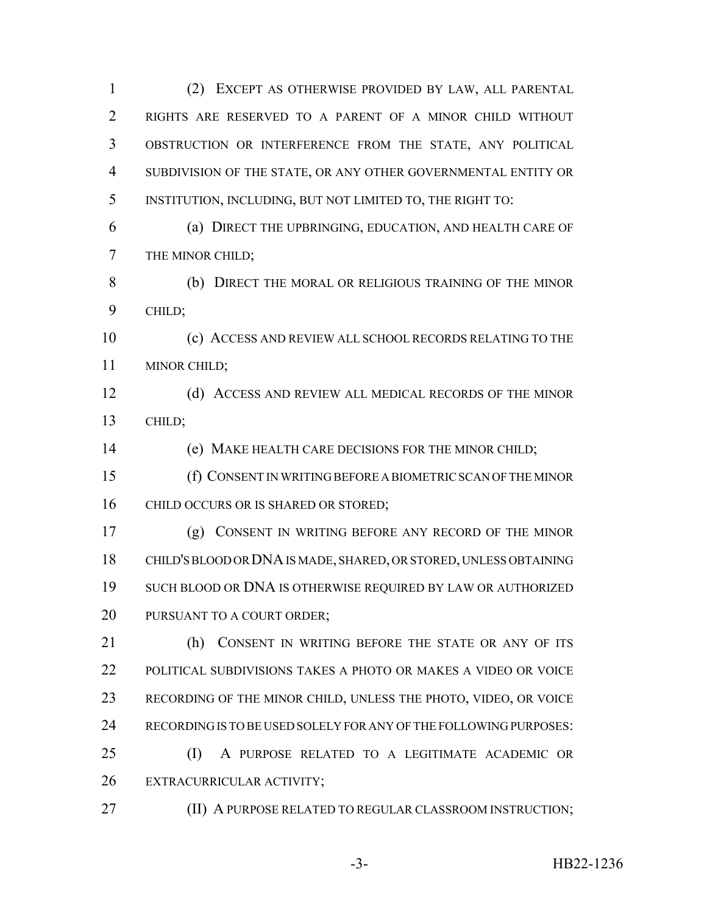(2) EXCEPT AS OTHERWISE PROVIDED BY LAW, ALL PARENTAL RIGHTS ARE RESERVED TO A PARENT OF A MINOR CHILD WITHOUT OBSTRUCTION OR INTERFERENCE FROM THE STATE, ANY POLITICAL SUBDIVISION OF THE STATE, OR ANY OTHER GOVERNMENTAL ENTITY OR INSTITUTION, INCLUDING, BUT NOT LIMITED TO, THE RIGHT TO:

(a) DIRECT THE UPBRINGING, EDUCATION, AND HEALTH CARE OF THE MINOR CHILD;

(b) DIRECT THE MORAL OR RELIGIOUS TRAINING OF THE MINOR CHILD;

(c) ACCESS AND REVIEW ALL SCHOOL RECORDS RELATING TO THE MINOR CHILD;

(d) ACCESS AND REVIEW ALL MEDICAL RECORDS OF THE MINOR CHILD;

(e) MAKE HEALTH CARE DECISIONS FOR THE MINOR CHILD;

(f) CONSENT IN WRITING BEFORE A BIOMETRIC SCAN OF THE MINOR CHILD OCCURS OR IS SHARED OR STORED;

(g) CONSENT IN WRITING BEFORE ANY RECORD OF THE MINOR CHILD'S BLOOD OR DNA IS MADE, SHARED, OR STORED, UNLESS OBTAINING SUCH BLOOD OR DNA IS OTHERWISE REQUIRED BY LAW OR AUTHORIZED PURSUANT TO A COURT ORDER;

(h) CONSENT IN WRITING BEFORE THE STATE OR ANY OF ITS POLITICAL SUBDIVISIONS TAKES A PHOTO OR MAKES A VIDEO OR VOICE RECORDING OF THE MINOR CHILD, UNLESS THE PHOTO, VIDEO, OR VOICE RECORDING IS TO BE USED SOLELY FOR ANY OF THE FOLLOWING PURPOSES:

(I) A PURPOSE RELATED TO A LEGITIMATE ACADEMIC OR EXTRACURRICULAR ACTIVITY;

(II) A PURPOSE RELATED TO REGULAR CLASSROOM INSTRUCTION;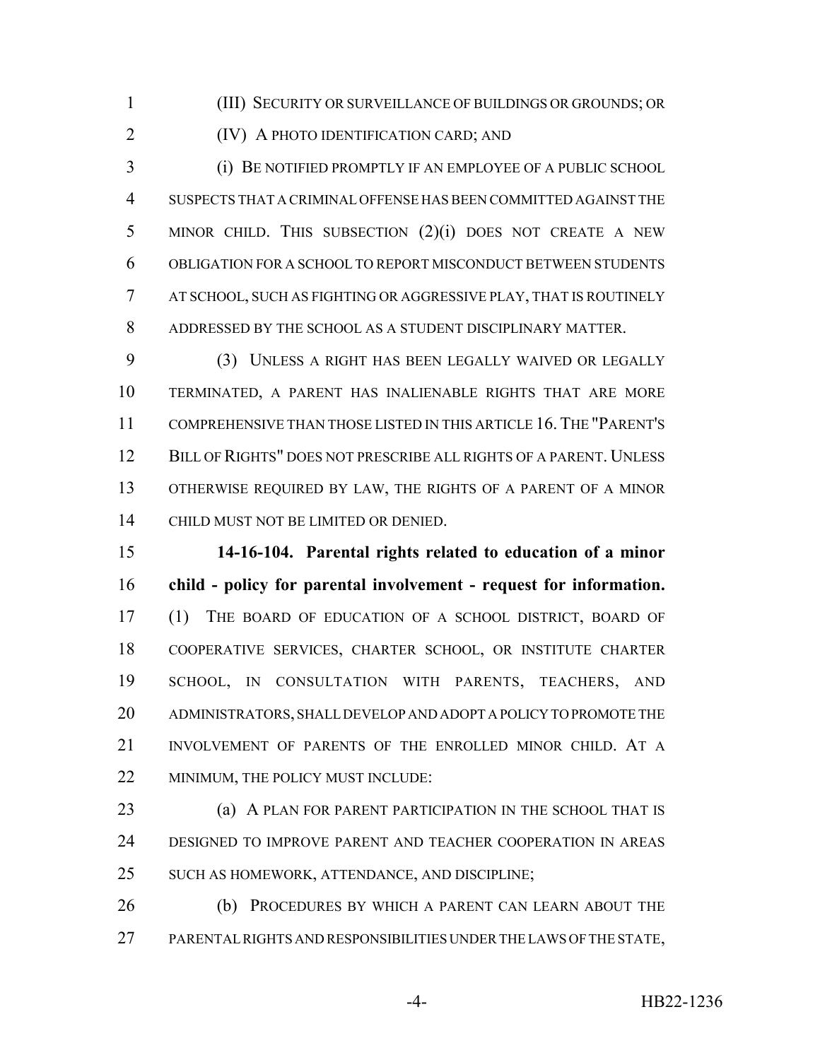(III) SECURITY OR SURVEILLANCE OF BUILDINGS OR GROUNDS; OR

(IV) A PHOTO IDENTIFICATION CARD; AND

(i) BE NOTIFIED PROMPTLY IF AN EMPLOYEE OF A PUBLIC SCHOOL SUSPECTS THAT A CRIMINAL OFFENSE HAS BEEN COMMITTED AGAINST THE MINOR CHILD. THIS SUBSECTION (2)(i) DOES NOT CREATE A NEW OBLIGATION FOR A SCHOOL TO REPORT MISCONDUCT BETWEEN STUDENTS AT SCHOOL, SUCH AS FIGHTING OR AGGRESSIVE PLAY, THAT IS ROUTINELY ADDRESSED BY THE SCHOOL AS A STUDENT DISCIPLINARY MATTER.

(3) UNLESS A RIGHT HAS BEEN LEGALLY WAIVED OR LEGALLY TERMINATED, A PARENT HAS INALIENABLE RIGHTS THAT ARE MORE COMPREHENSIVE THAN THOSE LISTED IN THIS ARTICLE 16. THE "PARENT'S BILL OF RIGHTS" DOES NOT PRESCRIBE ALL RIGHTS OF A PARENT. UNLESS OTHERWISE REQUIRED BY LAW, THE RIGHTS OF A PARENT OF A MINOR CHILD MUST NOT BE LIMITED OR DENIED.

**14-16-104. Parental rights related to education of a minor child - policy for parental involvement - request for information.** (1) THE BOARD OF EDUCATION OF A SCHOOL DISTRICT, BOARD OF COOPERATIVE SERVICES, CHARTER SCHOOL, OR INSTITUTE CHARTER SCHOOL, IN CONSULTATION WITH PARENTS, TEACHERS, AND ADMINISTRATORS, SHALL DEVELOP AND ADOPT A POLICY TO PROMOTE THE INVOLVEMENT OF PARENTS OF THE ENROLLED MINOR CHILD. AT A MINIMUM, THE POLICY MUST INCLUDE:

(a) A PLAN FOR PARENT PARTICIPATION IN THE SCHOOL THAT IS DESIGNED TO IMPROVE PARENT AND TEACHER COOPERATION IN AREAS SUCH AS HOMEWORK, ATTENDANCE, AND DISCIPLINE;

(b) PROCEDURES BY WHICH A PARENT CAN LEARN ABOUT THE PARENTAL RIGHTS AND RESPONSIBILITIES UNDER THE LAWS OF THE STATE,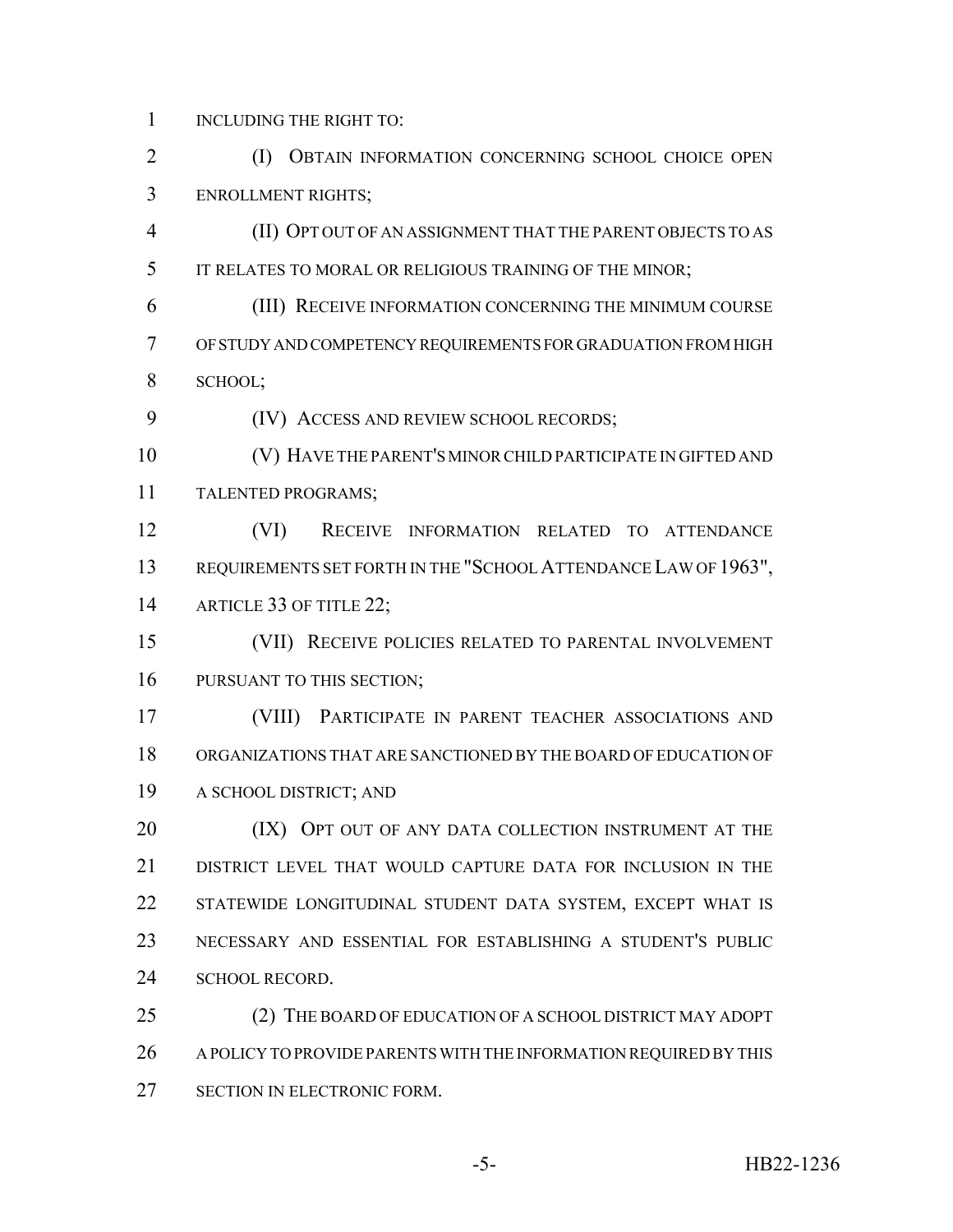INCLUDING THE RIGHT TO:

(I) OBTAIN INFORMATION CONCERNING SCHOOL CHOICE OPEN ENROLLMENT RIGHTS;

(II) OPT OUT OF AN ASSIGNMENT THAT THE PARENT OBJECTS TO AS IT RELATES TO MORAL OR RELIGIOUS TRAINING OF THE MINOR;

(III) RECEIVE INFORMATION CONCERNING THE MINIMUM COURSE OF STUDY AND COMPETENCY REQUIREMENTS FOR GRADUATION FROM HIGH SCHOOL;

(IV) ACCESS AND REVIEW SCHOOL RECORDS;

(V) HAVE THE PARENT'S MINOR CHILD PARTICIPATE IN GIFTED AND TALENTED PROGRAMS;

(VI) RECEIVE INFORMATION RELATED TO ATTENDANCE REQUIREMENTS SET FORTH IN THE "SCHOOL ATTENDANCE LAW OF 1963", ARTICLE 33 OF TITLE 22;

(VII) RECEIVE POLICIES RELATED TO PARENTAL INVOLVEMENT PURSUANT TO THIS SECTION;

(VIII) PARTICIPATE IN PARENT TEACHER ASSOCIATIONS AND ORGANIZATIONS THAT ARE SANCTIONED BY THE BOARD OF EDUCATION OF A SCHOOL DISTRICT; AND

(IX) OPT OUT OF ANY DATA COLLECTION INSTRUMENT AT THE DISTRICT LEVEL THAT WOULD CAPTURE DATA FOR INCLUSION IN THE STATEWIDE LONGITUDINAL STUDENT DATA SYSTEM, EXCEPT WHAT IS NECESSARY AND ESSENTIAL FOR ESTABLISHING A STUDENT'S PUBLIC SCHOOL RECORD.

(2) THE BOARD OF EDUCATION OF A SCHOOL DISTRICT MAY ADOPT A POLICY TO PROVIDE PARENTS WITH THE INFORMATION REQUIRED BY THIS SECTION IN ELECTRONIC FORM.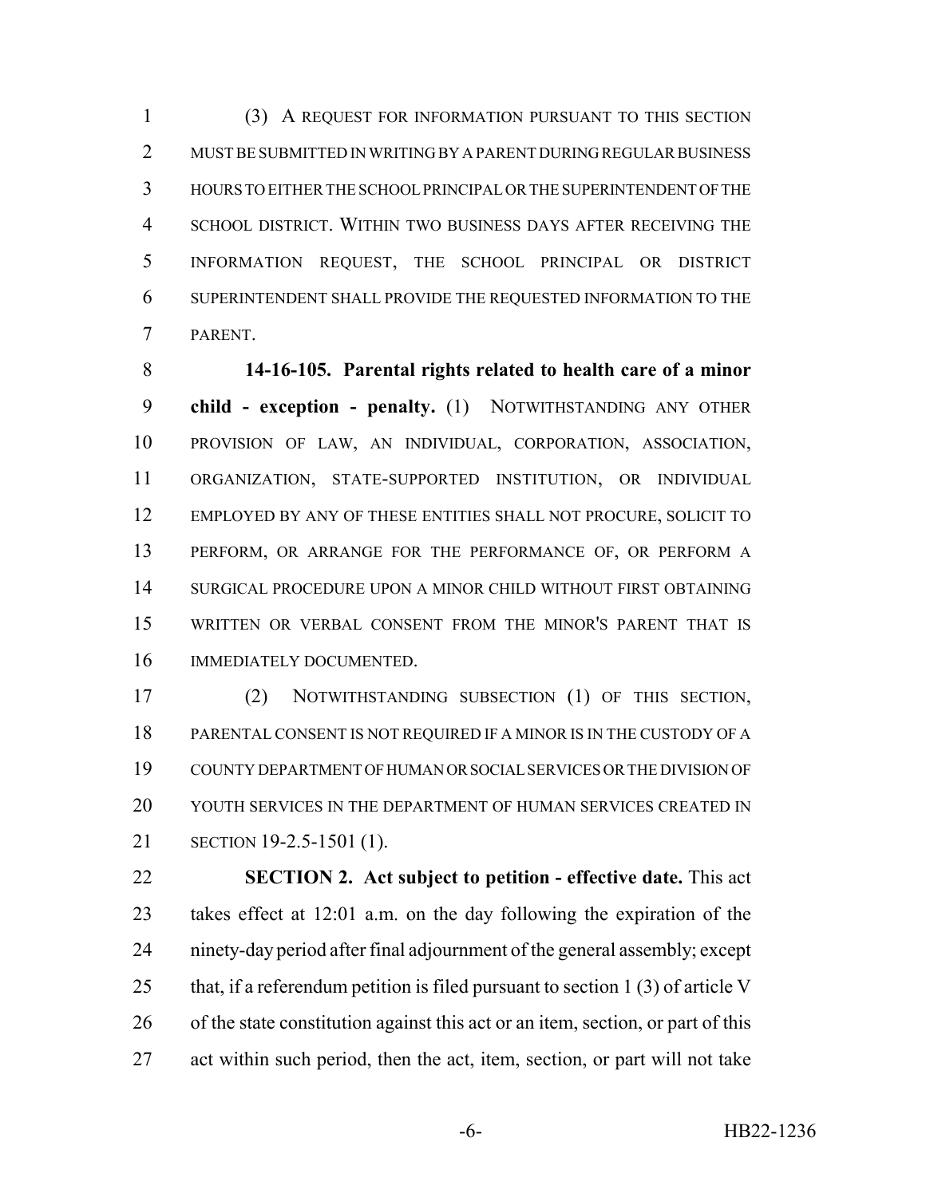(3) A REQUEST FOR INFORMATION PURSUANT TO THIS SECTION MUST BE SUBMITTED IN WRITING BY A PARENT DURING REGULAR BUSINESS HOURS TO EITHER THE SCHOOL PRINCIPAL OR THE SUPERINTENDENT OF THE SCHOOL DISTRICT. WITHIN TWO BUSINESS DAYS AFTER RECEIVING THE INFORMATION REQUEST, THE SCHOOL PRINCIPAL OR DISTRICT SUPERINTENDENT SHALL PROVIDE THE REQUESTED INFORMATION TO THE PARENT.

**14-16-105. Parental rights related to health care of a minor child - exception - penalty.** (1) NOTWITHSTANDING ANY OTHER PROVISION OF LAW, AN INDIVIDUAL, CORPORATION, ASSOCIATION, ORGANIZATION, STATE-SUPPORTED INSTITUTION, OR INDIVIDUAL EMPLOYED BY ANY OF THESE ENTITIES SHALL NOT PROCURE, SOLICIT TO PERFORM, OR ARRANGE FOR THE PERFORMANCE OF, OR PERFORM A SURGICAL PROCEDURE UPON A MINOR CHILD WITHOUT FIRST OBTAINING WRITTEN OR VERBAL CONSENT FROM THE MINOR'S PARENT THAT IS IMMEDIATELY DOCUMENTED.

(2) NOTWITHSTANDING SUBSECTION (1) OF THIS SECTION, PARENTAL CONSENT IS NOT REQUIRED IF A MINOR IS IN THE CUSTODY OF A COUNTY DEPARTMENT OF HUMAN OR SOCIAL SERVICES OR THE DIVISION OF YOUTH SERVICES IN THE DEPARTMENT OF HUMAN SERVICES CREATED IN SECTION 19-2.5-1501 (1).

**SECTION 2. Act subject to petition - effective date.** This act takes effect at 12:01 a.m. on the day following the expiration of the ninety-day period after final adjournment of the general assembly; except that, if a referendum petition is filed pursuant to section 1 (3) of article V of the state constitution against this act or an item, section, or part of this act within such period, then the act, item, section, or part will not take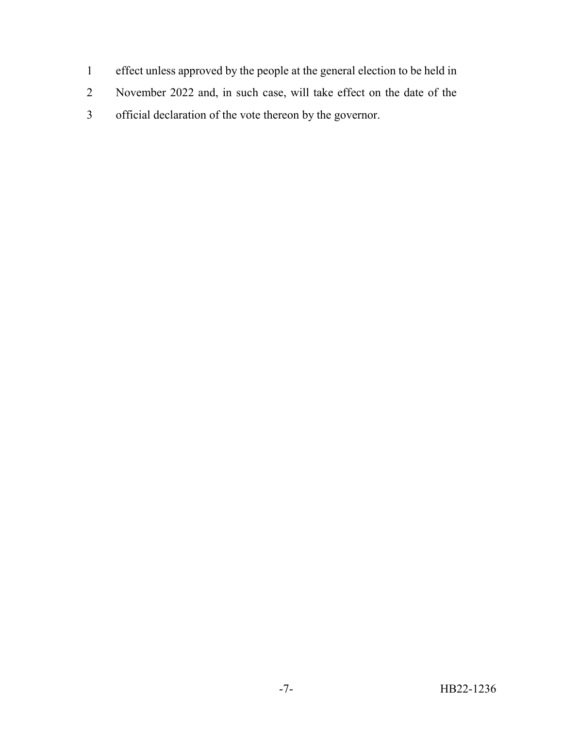effect unless approved by the people at the general election to be held in November 2022 and, in such case, will take effect on the date of the official declaration of the vote thereon by the governor.